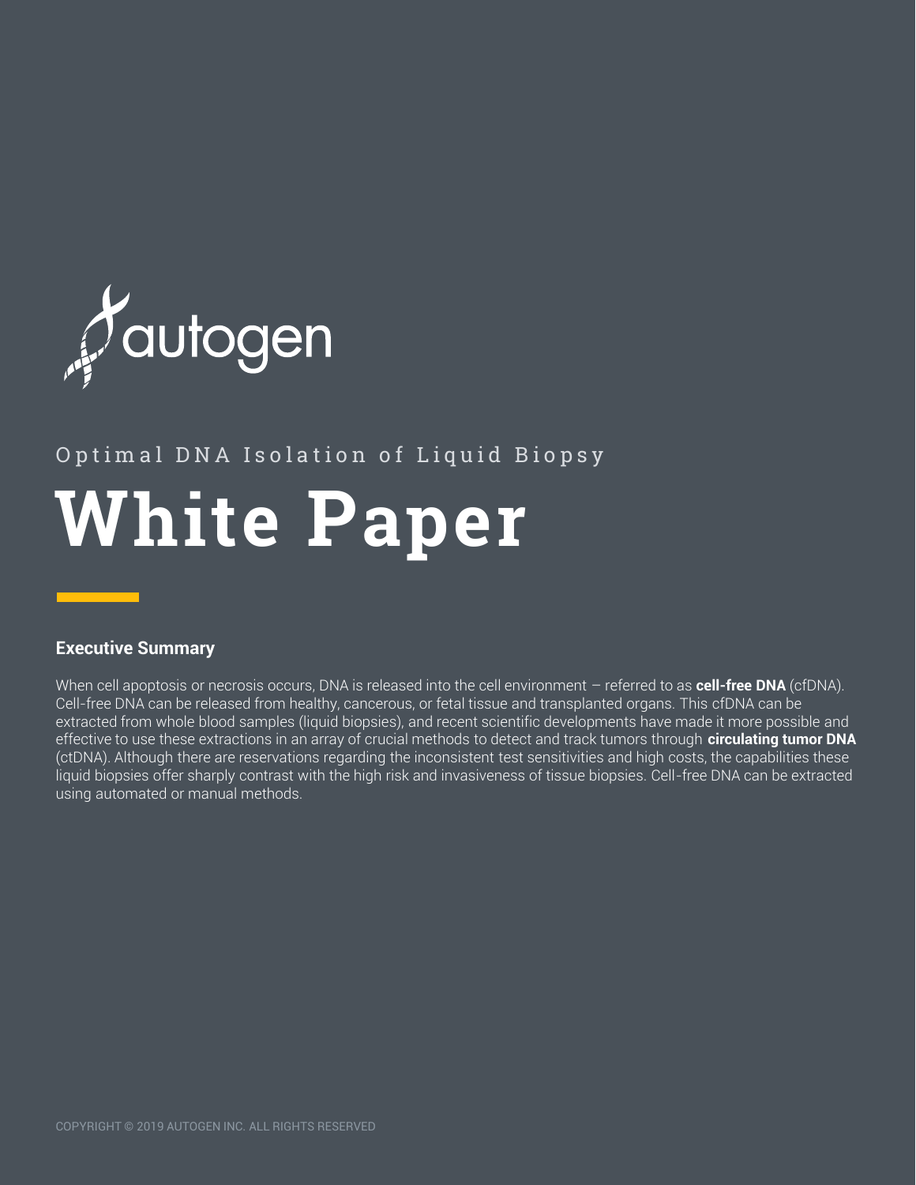autogen

Optimal DNA Isolation of Liquid Biopsy

# White Paper

## Executive Summary

When cell apoptosis or necrosis occurs, DNA is released into the cell environment – referred to as **cell-free DNA** (cfDNA). Cell-free DNA can be released from healthy, cancerous, or fetal tissue and transplanted organs. This cfDNA can be extracted from whole blood samples (liquid biopsies), and recent scientific developments have made it more possible and effective to use these extractions in an array of crucial methods to detect and track tumors through **circulating tumor DNA** (ctDNA). Although there are reservations regarding the inconsistent test sensitivities and high costs, the capabilities these liquid biopsies offer sharply contrast with the high risk and invasiveness of tissue biopsies. Cell-free DNA can be extracted using automated or manual methods.

COPYRIGHT © 2019 AUTOGEN INC. ALL RIGHTS RESERVED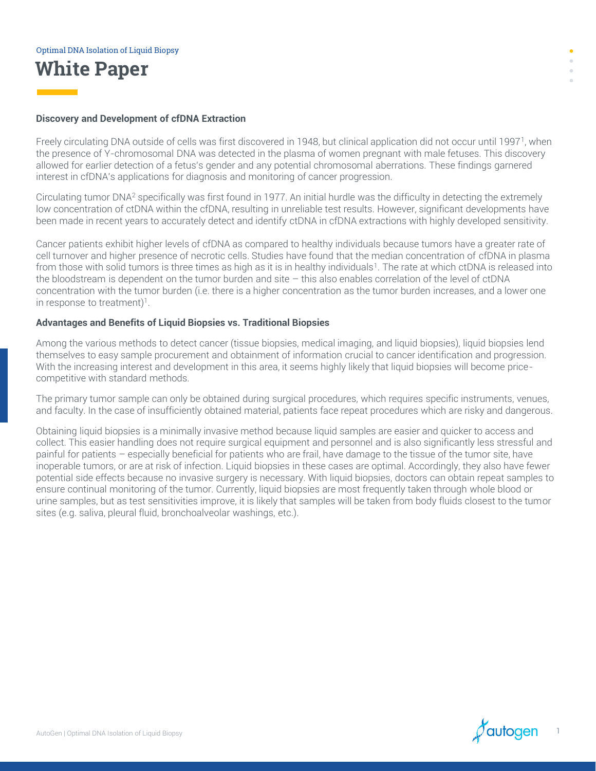Optimal DNA Isolation of Liquid Biopsy

# White Paper

## Discovery and Development of cfDNA Extraction

Freely circulating DNA outside of cells was first discovered in 1948, but clinical application did not occur until 1997[1], when the presence of Y-chromosomal DNA was detected in the plasma of women pregnant with male fetuses. This discovery allowed for earlier detection of a fetus's gender and any potential chromosomal aberrations. These findings garnered interest in cfDNA's applications for diagnosis and monitoring of cancer progression.

Circulating tumor DNA[2] specifically was first found in 1977. An initial hurdle was the difficulty in detecting the extremely low concentration of ctDNA within the cfDNA, resulting in unreliable test results. However, significant developments have been made in recent years to accurately detect and identify ctDNA in cfDNA extractions with highly developed sensitivity.

Cancer patients exhibit higher levels of cfDNA as compared to healthy individuals because tumors have a greater rate of cell turnover and higher presence of necrotic cells. Studies have found that the median concentration of cfDNA in plasma from those with solid tumors is three times as high as it is in healthy individuals[1]. The rate at which ctDNA is released into the bloodstream is dependent on the tumor burden and site – this also enables correlation of the level of ctDNA concentration with the tumor burden (i.e. there is a higher concentration as the tumor burden increases, and a lower one in response to treatment)[1].

## Advantages and Benefits of Liquid Biopsies vs. Traditional Biopsies

Among the various methods to detect cancer (tissue biopsies, medical imaging, and liquid biopsies), liquid biopsies lend themselves to easy sample procurement and obtainment of information crucial to cancer identification and progression. With the increasing interest and development in this area, it seems highly likely that liquid biopsies will become price-competitive with standard methods.

The primary tumor sample can only be obtained during surgical procedures, which requires specific instruments, venues, and faculty. In the case of insufficiently obtained material, patients face repeat procedures which are risky and dangerous.

Obtaining liquid biopsies is a minimally invasive method because liquid samples are easier and quicker to access and collect. This easier handling does not require surgical equipment and personnel and is also significantly less stressful and painful for patients – especially beneficial for patients who are frail, have damage to the tissue of the tumor site, have inoperable tumors, or are at risk of infection. Liquid biopsies in these cases are optimal. Accordingly, they also have fewer potential side effects because no invasive surgery is necessary. With liquid biopsies, doctors can obtain repeat samples to ensure continual monitoring of the tumor. Currently, liquid biopsies are most frequently taken through whole blood or urine samples, but as test sensitivities improve, it is likely that samples will be taken from body fluids closest to the tumor sites (e.g. saliva, pleural fluid, bronchoalveolar washings, etc.).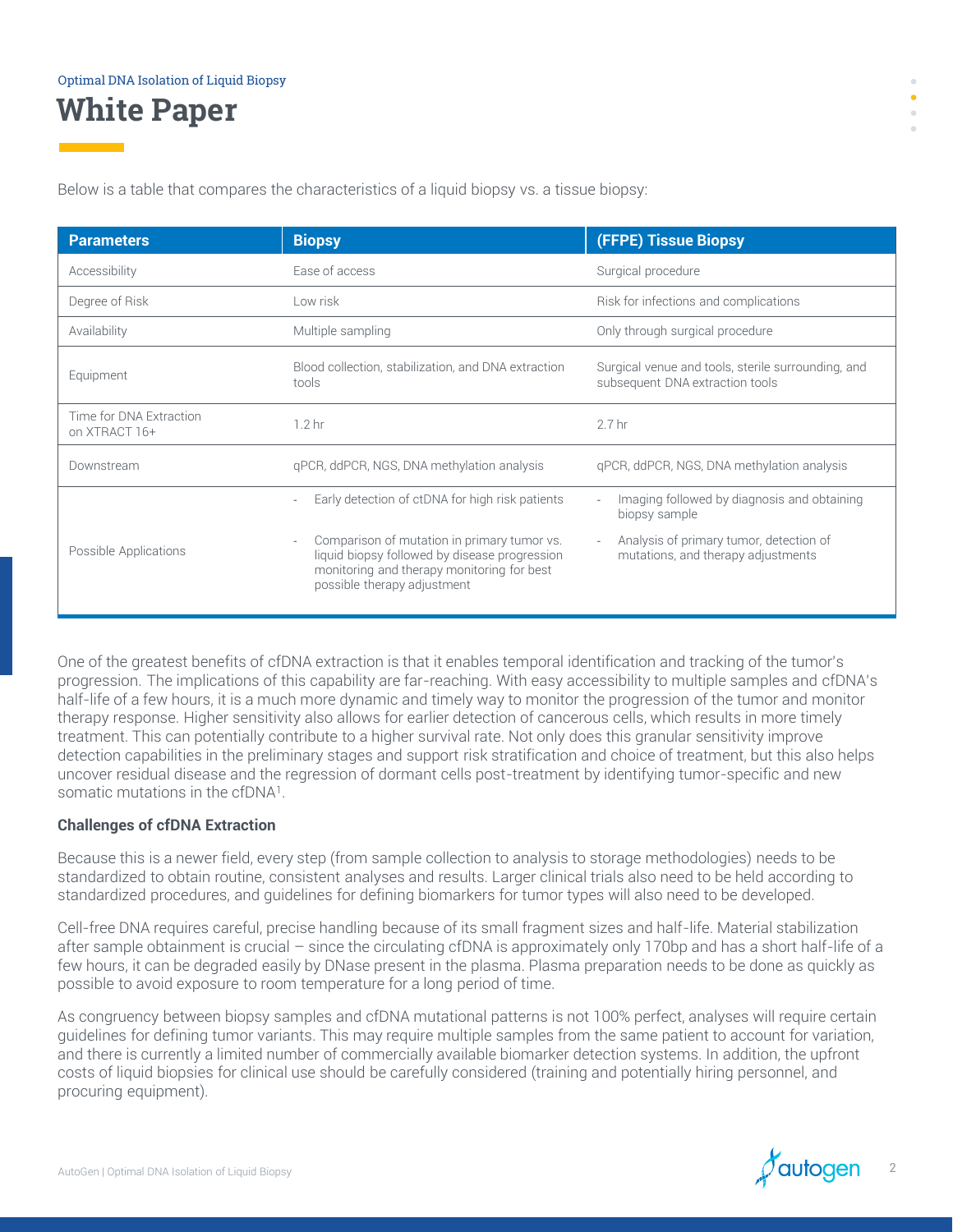# White Paper

Below is a table that compares the characteristics of a liquid biopsy vs. a tissue biopsy:

| Parameters | Biopsy | (FFPE) Tissue Biopsy |
|---|---|---|
| Accessibility | Ease of access | Surgical procedure |
| Degree of Risk | Low risk | Risk for infections and complications |
| Availability | Multiple sampling | Only through surgical procedure |
| Equipment | Blood collection, stabilization, and DNA extraction tools | Surgical venue and tools, sterile surrounding, and subsequent DNA extraction tools |
| Time for DNA Extraction on XTRACT 16+ | 1.2 hr | 2.7 hr |
| Downstream | qPCR, ddPCR, NGS, DNA methylation analysis | qPCR, ddPCR, NGS, DNA methylation analysis |
| Possible Applications | - Early detection of ctDNA for high risk patients<br>- Comparison of mutation in primary tumor vs. liquid biopsy followed by disease progression monitoring and therapy monitoring for best possible therapy adjustment | - Imaging followed by diagnosis and obtaining biopsy sample<br>- Analysis of primary tumor, detection of mutations, and therapy adjustments |

One of the greatest benefits of cfDNA extraction is that it enables temporal identification and tracking of the tumor's progression. The implications of this capability are far-reaching. With easy accessibility to multiple samples and cfDNA's half-life of a few hours, it is a much more dynamic and timely way to monitor the progression of the tumor and monitor therapy response. Higher sensitivity also allows for earlier detection of cancerous cells, which results in more timely treatment. This can potentially contribute to a higher survival rate. Not only does this granular sensitivity improve detection capabilities in the preliminary stages and support risk stratification and choice of treatment, but this also helps uncover residual disease and the regression of dormant cells post-treatment by identifying tumor-specific and new somatic mutations in the cfDNA[1].

**Challenges of cfDNA Extraction**

Because this is a newer field, every step (from sample collection to analysis to storage methodologies) needs to be standardized to obtain routine, consistent analyses and results. Larger clinical trials also need to be held according to standardized procedures, and guidelines for defining biomarkers for tumor types will also need to be developed.

Cell-free DNA requires careful, precise handling because of its small fragment sizes and half-life. Material stabilization after sample obtainment is crucial – since the circulating cfDNA is approximately only 170bp and has a short half-life of a few hours, it can be degraded easily by DNase present in the plasma. Plasma preparation needs to be done as quickly as possible to avoid exposure to room temperature for a long period of time.

As congruency between biopsy samples and cfDNA mutational patterns is not 100% perfect, analyses will require certain guidelines for defining tumor variants. This may require multiple samples from the same patient to account for variation, and there is currently a limited number of commercially available biomarker detection systems. In addition, the upfront costs of liquid biopsies for clinical use should be carefully considered (training and potentially hiring personnel, and procuring equipment).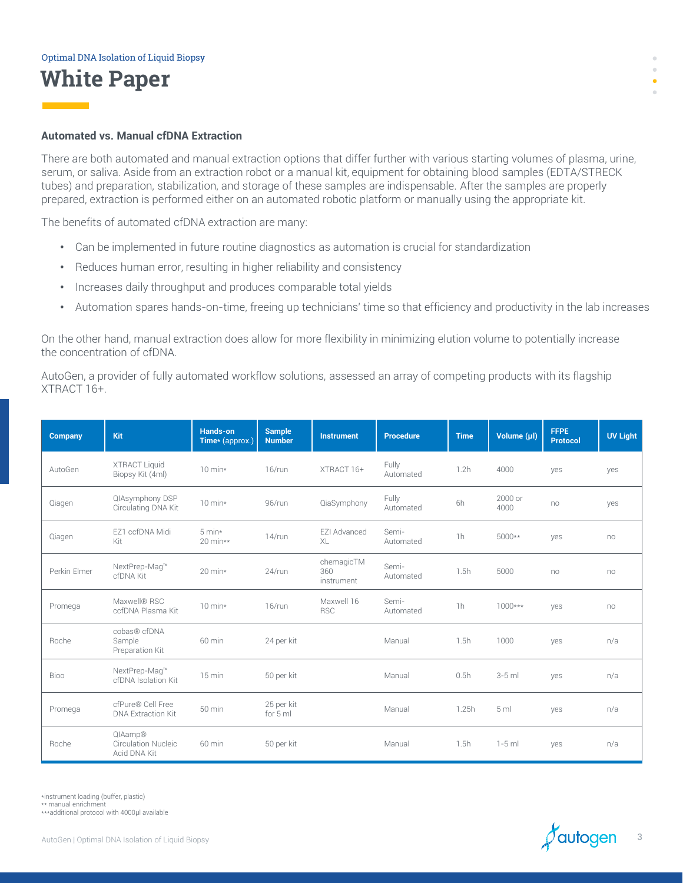Optimal DNA Isolation of Liquid Biopsy

# White Paper

### Automated vs. Manual cfDNA Extraction

There are both automated and manual extraction options that differ further with various starting volumes of plasma, urine, serum, or saliva. Aside from an extraction robot or a manual kit, equipment for obtaining blood samples (EDTA/STRECK tubes) and preparation, stabilization, and storage of these samples are indispensable. After the samples are properly prepared, extraction is performed either on an automated robotic platform or manually using the appropriate kit.

The benefits of automated cfDNA extraction are many:

- Can be implemented in future routine diagnostics as automation is crucial for standardization
- Reduces human error, resulting in higher reliability and consistency
- Increases daily throughput and produces comparable total yields
- Automation spares hands-on-time, freeing up technicians' time so that efficiency and productivity in the lab increases

On the other hand, manual extraction does allow for more flexibility in minimizing elution volume to potentially increase the concentration of cfDNA.

AutoGen, a provider of fully automated workflow solutions, assessed an array of competing products with its flagship XTRACT 16+.

| Company | Kit | Hands-on Time* (approx.) | Sample Number | Instrument | Procedure | Time | Volume (µl) | FFPE Protocol | UV Light |
|---|---|---|---|---|---|---|---|---|---|
| AutoGen | XTRACT Liquid Biopsy Kit (4ml) | 10 min* | 16/run | XTRACT 16+ | Fully Automated | 1.2h | 4000 | yes | yes |
| Qiagen | QIAsymphony DSP Circulating DNA Kit | 10 min* | 96/run | QiaSymphony | Fully Automated | 6h | 2000 or 4000 | no | yes |
| Qiagen | EZ1 ccfDNA Midi Kit | 5 min* 20 min** | 14/run | EZI Advanced XL | Semi-Automated | 1h | 5000** | yes | no |
| Perkin Elmer | NextPrep-Mag™ cfDNA Kit | 20 min* | 24/run | chemagicTM 360 instrument | Semi-Automated | 1.5h | 5000 | no | no |
| Promega | Maxwell® RSC ccfDNA Plasma Kit | 10 min* | 16/run | Maxwell 16 RSC | Semi-Automated | 1h | 1000*** | yes | no |
| Roche | cobas® cfDNA Sample Preparation Kit | 60 min | 24 per kit | | Manual | 1.5h | 1000 | yes | n/a |
| Bioo | NextPrep-Mag™ cfDNA Isolation Kit | 15 min | 50 per kit | | Manual | 0.5h | 3-5 ml | yes | n/a |
| Promega | cfPure® Cell Free DNA Extraction Kit | 50 min | 25 per kit for 5 ml | | Manual | 1.25h | 5 ml | yes | n/a |
| Roche | QIAamp® Circulation Nucleic Acid DNA Kit | 60 min | 50 per kit | | Manual | 1.5h | 1-5 ml | yes | n/a |

*instrument loading (buffer, plastic)
** manual enrichment
***additional protocol with 4000µl available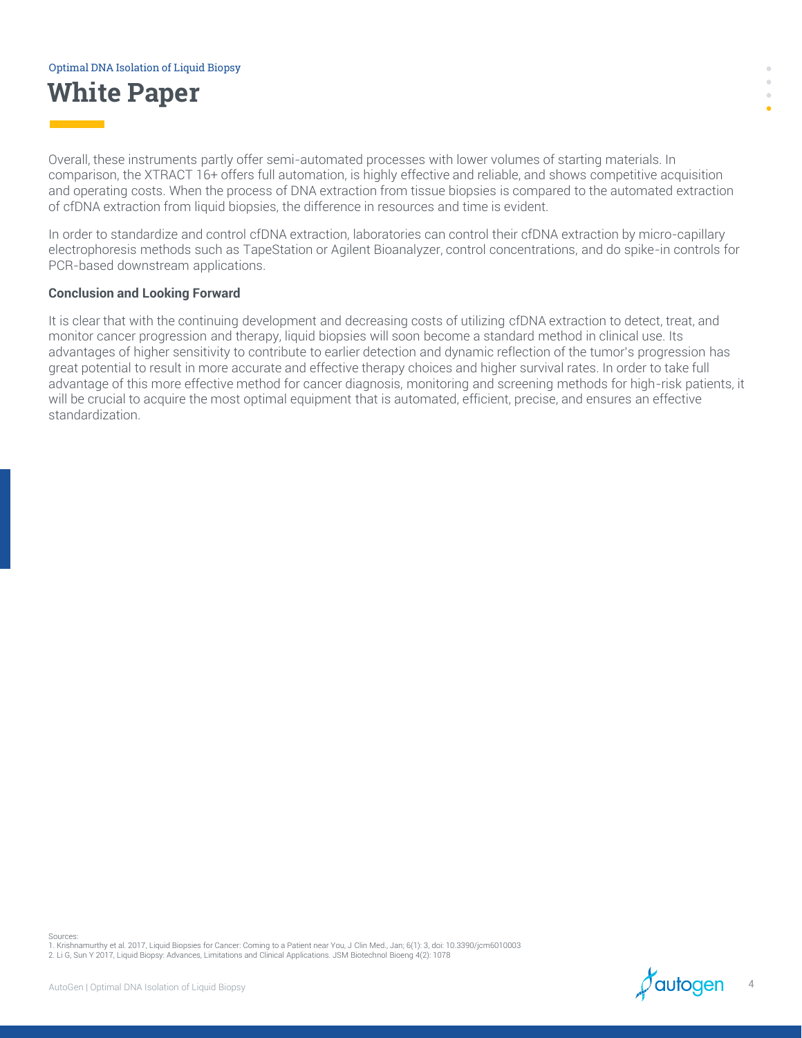Overall, these instruments partly offer semi-automated processes with lower volumes of starting materials. In comparison, the XTRACT 16+ offers full automation, is highly effective and reliable, and shows competitive acquisition and operating costs. When the process of DNA extraction from tissue biopsies is compared to the automated extraction of cfDNA extraction from liquid biopsies, the difference in resources and time is evident.

In order to standardize and control cfDNA extraction, laboratories can control their cfDNA extraction by micro-capillary electrophoresis methods such as TapeStation or Agilent Bioanalyzer, control concentrations, and do spike-in controls for PCR-based downstream applications.

**Conclusion and Looking Forward**

It is clear that with the continuing development and decreasing costs of utilizing cfDNA extraction to detect, treat, and monitor cancer progression and therapy, liquid biopsies will soon become a standard method in clinical use. Its advantages of higher sensitivity to contribute to earlier detection and dynamic reflection of the tumor's progression has great potential to result in more accurate and effective therapy choices and higher survival rates. In order to take full advantage of this more effective method for cancer diagnosis, monitoring and screening methods for high-risk patients, it will be crucial to acquire the most optimal equipment that is automated, efficient, precise, and ensures an effective standardization.

Sources:
1. Krishnamurthy et al. 2017, Liquid Biopsies for Cancer: Coming to a Patient near You, J Clin Med., Jan; 6(1): 3, doi: 10.3390/jcm6010003
2. Li G, Sun Y 2017, Liquid Biopsy: Advances, Limitations and Clinical Applications. JSM Biotechnol Bioeng 4(2): 1078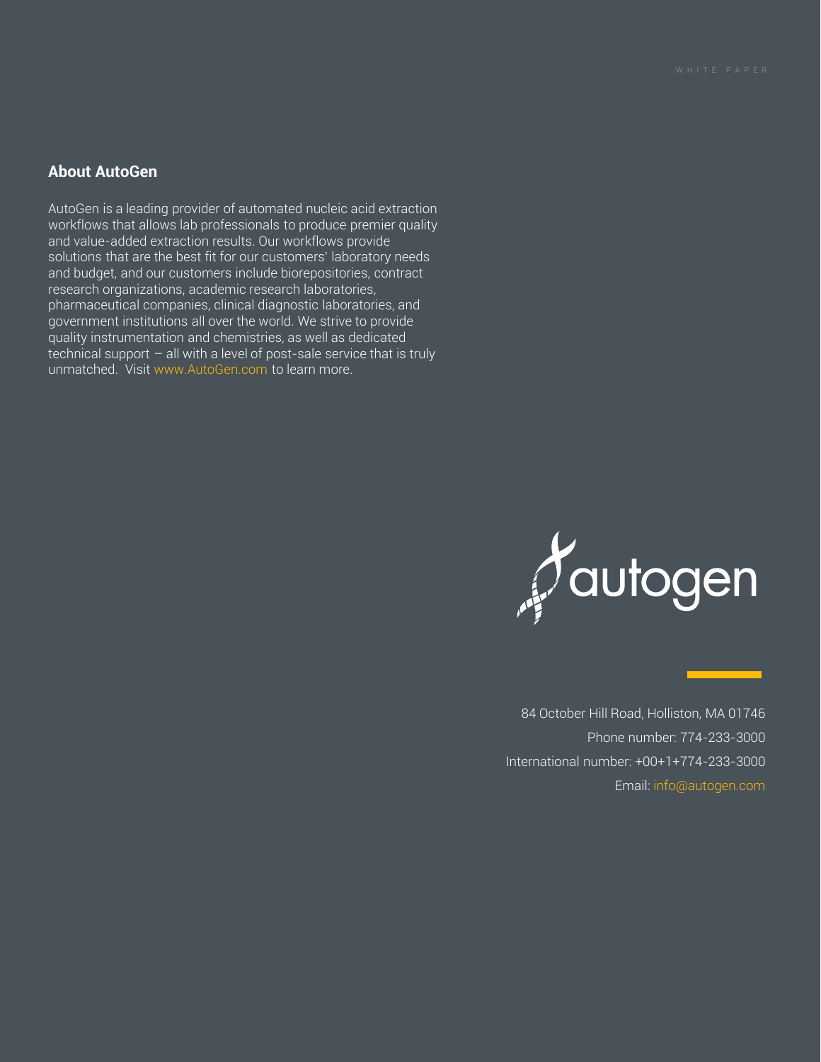## About AutoGen

AutoGen is a leading provider of automated nucleic acid extraction workflows that allows lab professionals to produce premier quality and value-added extraction results. Our workflows provide solutions that are the best fit for our customers' laboratory needs and budget, and our customers include biorepositories, contract research organizations, academic research laboratories, pharmaceutical companies, clinical diagnostic laboratories, and government institutions all over the world. We strive to provide quality instrumentation and chemistries, as well as dedicated technical support – all with a level of post-sale service that is truly unmatched. Visit www.AutoGen.com to learn more.

autogen

84 October Hill Road, Holliston, MA 01746

Phone number: 774-233-3000

International number: +00+1+774-233-3000

Email: info@autogen.com